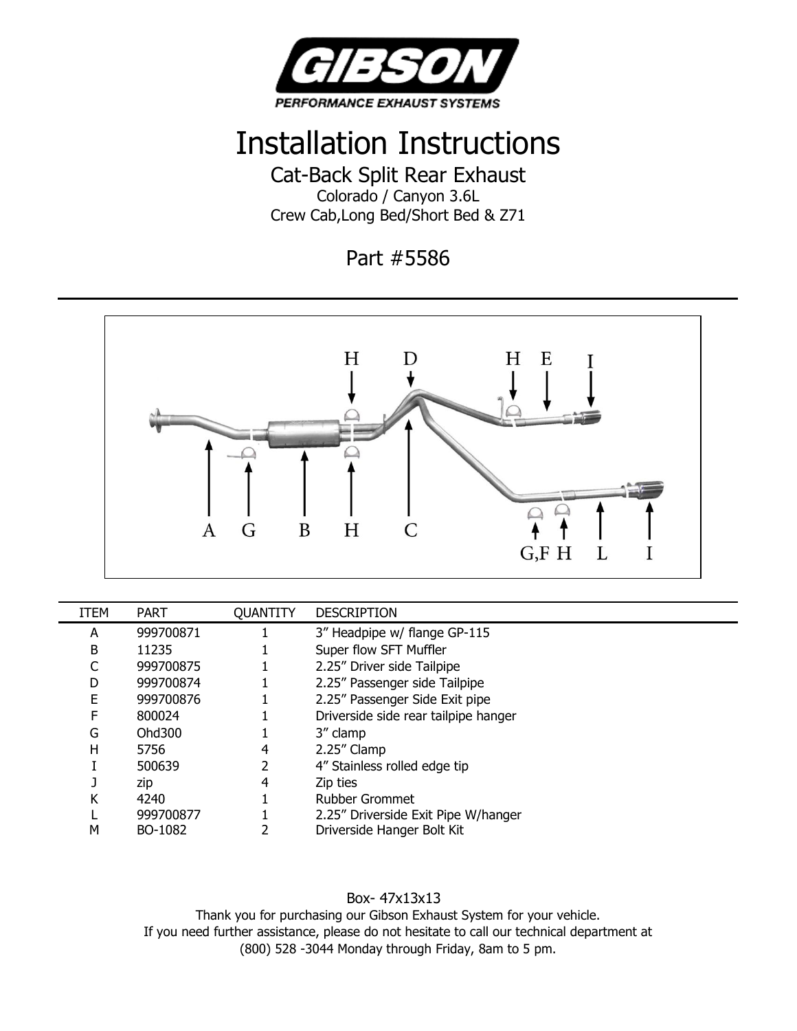# GIBSON

PERFORMANCE EXHAUST SYSTEMS

# Installation Instructions

## Cat-Back Split Rear Exhaust

Colorado / Canyon 3.6L

Crew Cab,Long Bed/Short Bed & Z71

## Part #5586

| ITEM | PART | QUANTITY | DESCRIPTION |
|---|---|---|---|
| A | 999700871 | 1 | 3" Headpipe w/ flange GP-115 |
| B | 11235 | 1 | Super flow SFT Muffler |
| C | 999700875 | 1 | 2.25" Driver side Tailpipe |
| D | 999700874 | 1 | 2.25" Passenger side Tailpipe |
| E | 999700876 | 1 | 2.25" Passenger Side Exit pipe |
| F | 800024 | 1 | Driverside side rear tailpipe hanger |
| G | Ohd300 | 1 | 3" clamp |
| H | 5756 | 4 | 2.25" Clamp |
| I | 500639 | 2 | 4" Stainless rolled edge tip |
| J | zip | 4 | Zip ties |
| K | 4240 | 1 | Rubber Grommet |
| L | 999700877 | 1 | 2.25" Driverside Exit Pipe W/hanger |
| M | BO-1082 | 2 | Driverside Hanger Bolt Kit |

Box- 47x13x13

Thank you for purchasing our Gibson Exhaust System for your vehicle.
If you need further assistance, please do not hesitate to call our technical department at
(800) 528 -3044 Monday through Friday, 8am to 5 pm.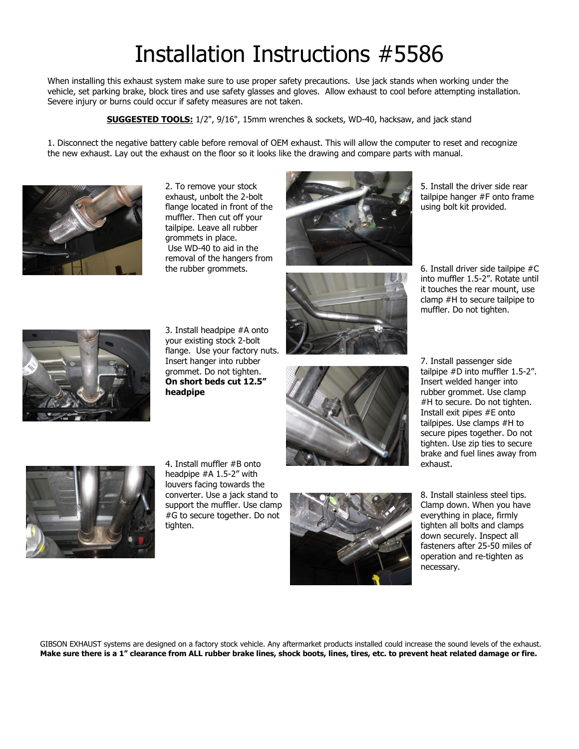# Installation Instructions #5586

When installing this exhaust system make sure to use proper safety precautions. Use jack stands when working under the vehicle, set parking brake, block tires and use safety glasses and gloves. Allow exhaust to cool before attempting installation. Severe injury or burns could occur if safety measures are not taken.

**SUGGESTED TOOLS:** 1/2", 9/16", 15mm wrenches & sockets, WD-40, hacksaw, and jack stand

1. Disconnect the negative battery cable before removal of OEM exhaust. This will allow the computer to reset and recognize the new exhaust. Lay out the exhaust on the floor so it looks like the drawing and compare parts with manual.

2. To remove your stock exhaust, unbolt the 2-bolt flange located in front of the muffler. Then cut off your tailpipe. Leave all rubber grommets in place. Use WD-40 to aid in the removal of the hangers from the rubber grommets.

3. Install headpipe #A onto your existing stock 2-bolt flange. Use your factory nuts. Insert hanger into rubber grommet. Do not tighten. **On short beds cut 12.5" headpipe**

4. Install muffler #B onto headpipe #A 1.5-2" with louvers facing towards the converter. Use a jack stand to support the muffler. Use clamp #G to secure together. Do not tighten.

5. Install the driver side rear tailpipe hanger #F onto frame using bolt kit provided.

6. Install driver side tailpipe #C into muffler 1.5-2". Rotate until it touches the rear mount, use clamp #H to secure tailpipe to muffler. Do not tighten.

7. Install passenger side tailpipe #D into muffler 1.5-2". Insert welded hanger into rubber grommet. Use clamp #H to secure. Do not tighten. Install exit pipes #E onto tailpipes. Use clamps #H to secure pipes together. Do not tighten. Use zip ties to secure brake and fuel lines away from exhaust.

8. Install stainless steel tips. Clamp down. When you have everything in place, firmly tighten all bolts and clamps down securely. Inspect all fasteners after 25-50 miles of operation and re-tighten as necessary.

GIBSON EXHAUST systems are designed on a factory stock vehicle. Any aftermarket products installed could increase the sound levels of the exhaust. **Make sure there is a 1" clearance from ALL rubber brake lines, shock boots, lines, tires, etc. to prevent heat related damage or fire.**